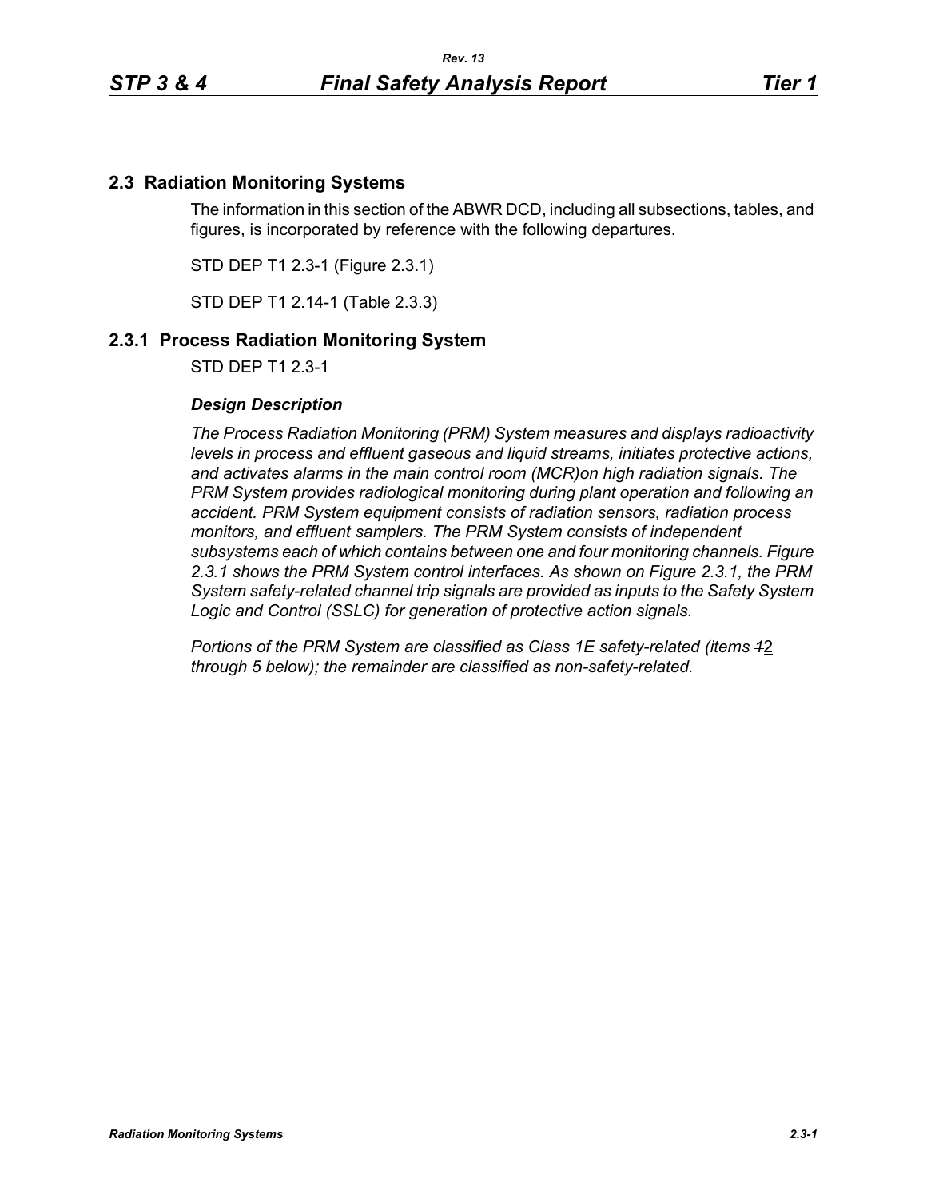## 2.3 Radiation Monitoring Systems

The information in this section of the ABWR DCD, including all subsections, tables, and figures, is incorporated by reference with the following departures.

STD DEP T1 2.3-1 (Figure 2.3.1)

STD DEP T1 2.14-1 (Table 2.3.3)

### 2.3.1 Process Radiation Monitoring System

STD DEP T1 2.3-1

***Design Description***

*The Process Radiation Monitoring (PRM) System measures and displays radioactivity levels in process and effluent gaseous and liquid streams, initiates protective actions, and activates alarms in the main control room (MCR)on high radiation signals. The PRM System provides radiological monitoring during plant operation and following an accident. PRM System equipment consists of radiation sensors, radiation process monitors, and effluent samplers. The PRM System consists of independent subsystems each of which contains between one and four monitoring channels. Figure 2.3.1 shows the PRM System control interfaces. As shown on Figure 2.3.1, the PRM System safety-related channel trip signals are provided as inputs to the Safety System Logic and Control (SSLC) for generation of protective action signals.*

*Portions of the PRM System are classified as Class 1E safety-related (items ~~1~~2 through 5 below); the remainder are classified as non-safety-related.*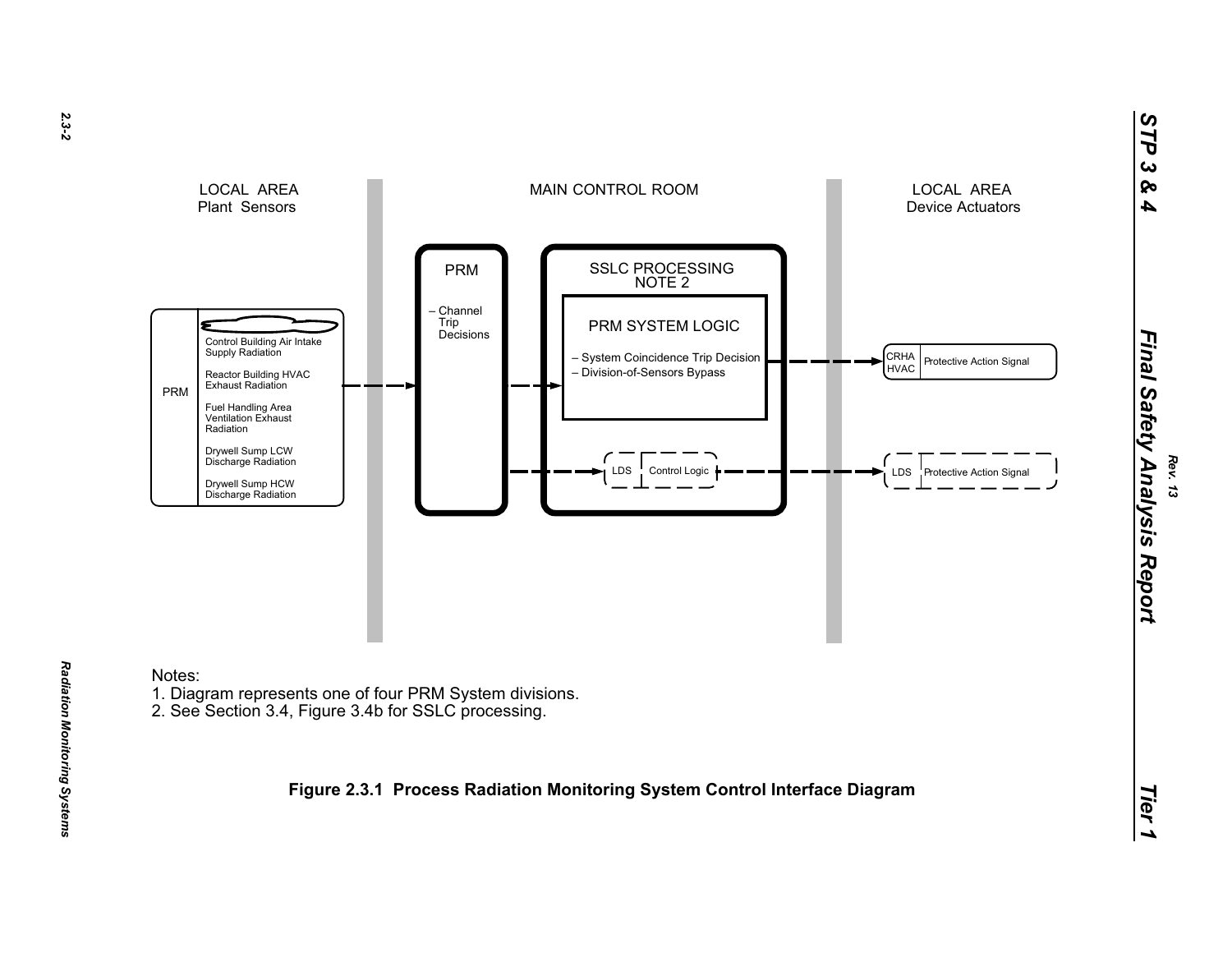LOCAL AREA
Plant Sensors

MAIN CONTROL ROOM

LOCAL AREA
Device Actuators

PRM

- Control Building Air Intake Supply Radiation
- Reactor Building HVAC Exhaust Radiation
- Fuel Handling Area Ventilation Exhaust Radiation
- Drywell Sump LCW Discharge Radiation
- Drywell Sump HCW Discharge Radiation

PRM

– Channel Trip Decisions

SSLC PROCESSING
NOTE 2

PRM SYSTEM LOGIC

– System Coincidence Trip Decision
– Division-of-Sensors Bypass

LDS | Control Logic

CRHA HVAC | Protective Action Signal

LDS | Protective Action Signal

Notes:
1. Diagram represents one of four PRM System divisions.
2. See Section 3.4, Figure 3.4b for SSLC processing.

**Figure 2.3.1 Process Radiation Monitoring System Control Interface Diagram**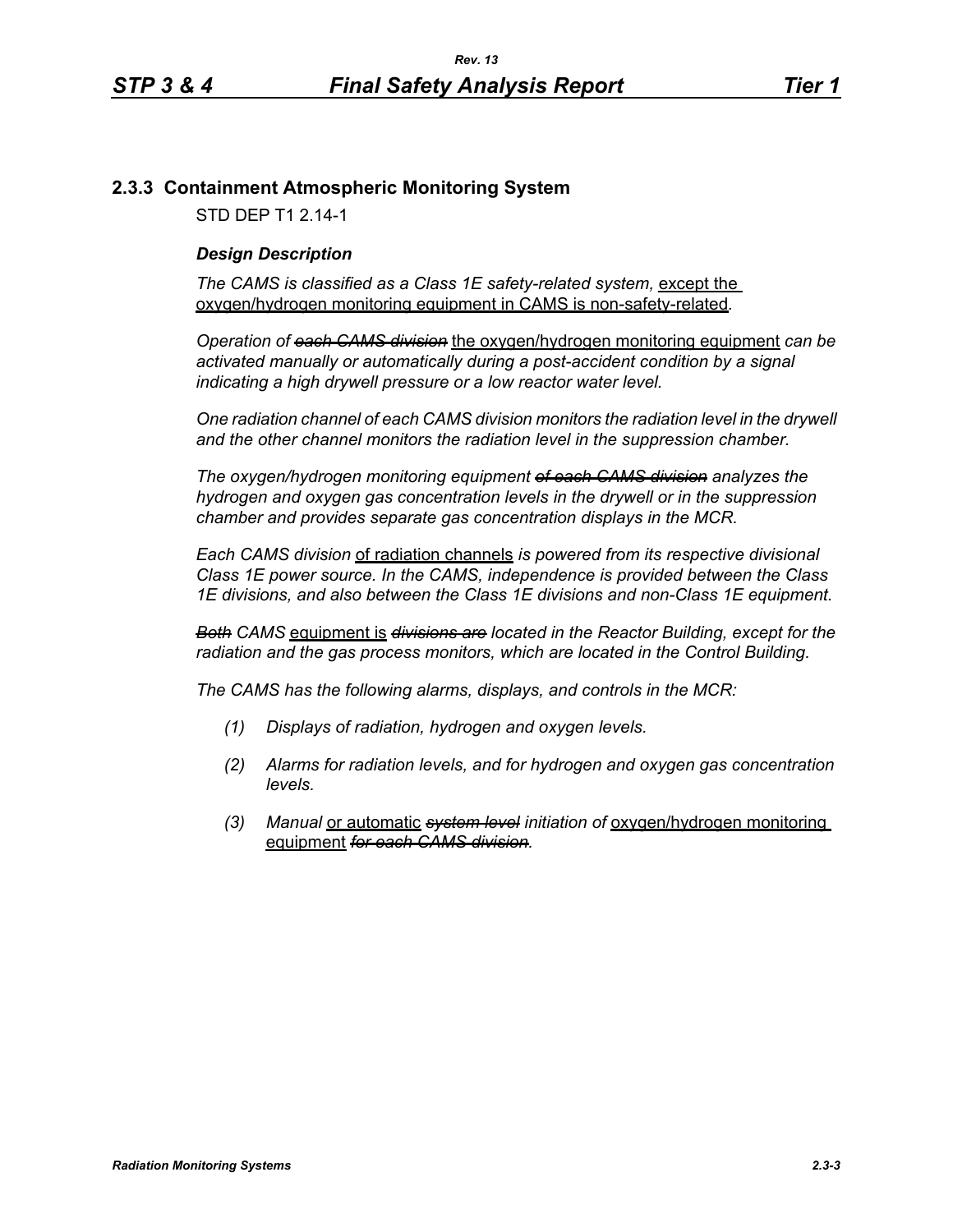## 2.3.3 Containment Atmospheric Monitoring System

STD DEP T1 2.14-1

### *Design Description*

*The CAMS is classified as a Class 1E safety-related system,* <u>except the oxygen/hydrogen monitoring equipment in CAMS is non-safety-related</u>*.*

*Operation of ~~each CAMS division~~* <u>the oxygen/hydrogen monitoring equipment</u> *can be activated manually or automatically during a post-accident condition by a signal indicating a high drywell pressure or a low reactor water level.*

*One radiation channel of each CAMS division monitors the radiation level in the drywell and the other channel monitors the radiation level in the suppression chamber.*

*The oxygen/hydrogen monitoring equipment ~~of each CAMS division~~ analyzes the hydrogen and oxygen gas concentration levels in the drywell or in the suppression chamber and provides separate gas concentration displays in the MCR.*

*Each CAMS division* <u>of radiation channels</u> *is powered from its respective divisional Class 1E power source. In the CAMS, independence is provided between the Class 1E divisions, and also between the Class 1E divisions and non-Class 1E equipment.*

*~~Both~~ CAMS* <u>equipment is</u> *~~divisions are~~ located in the Reactor Building, except for the radiation and the gas process monitors, which are located in the Control Building.*

*The CAMS has the following alarms, displays, and controls in the MCR:*

*(1) Displays of radiation, hydrogen and oxygen levels.*

*(2) Alarms for radiation levels, and for hydrogen and oxygen gas concentration levels.*

*(3) Manual* <u>or automatic</u> *~~system level~~ initiation of* <u>oxygen/hydrogen monitoring equipment</u> *~~for each CAMS division~~.*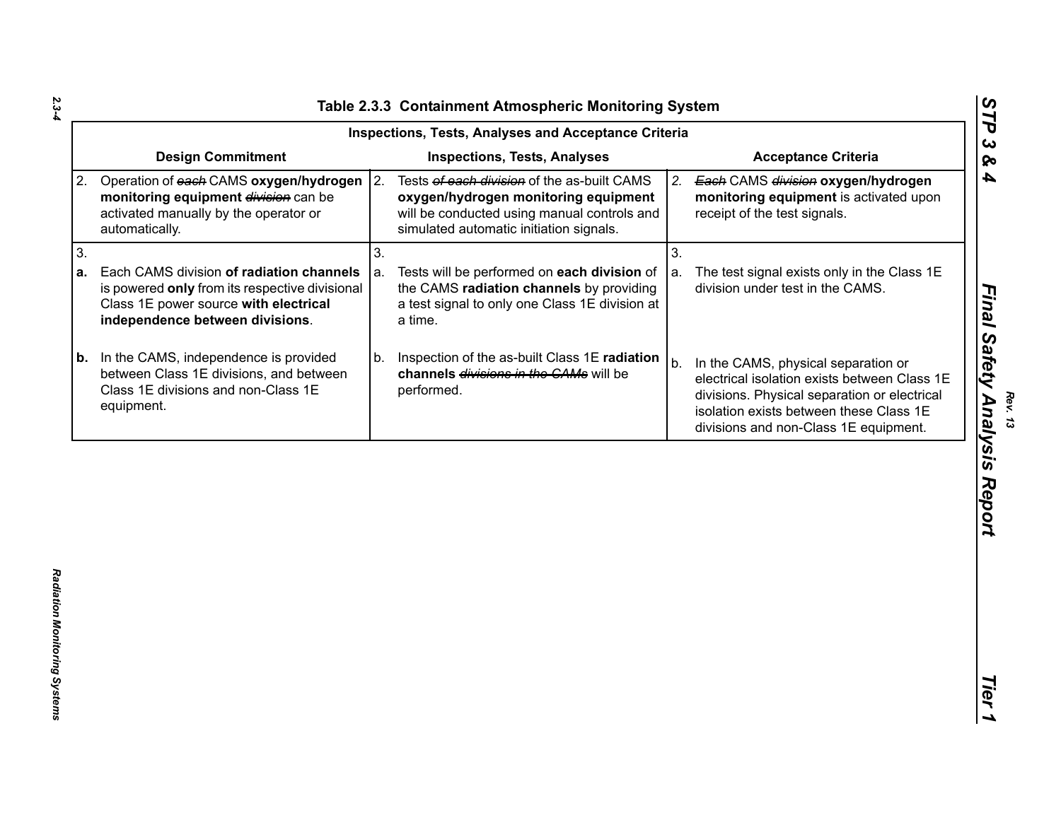# Table 2.3.3 Containment Atmospheric Monitoring System

| Inspections, Tests, Analyses and Acceptance Criteria | | |
|---|---|---|
| **Design Commitment** | **Inspections, Tests, Analyses** | **Acceptance Criteria** |
| 2. Operation of ~~each~~ CAMS **oxygen/hydrogen monitoring equipment** ~~division~~ can be activated manually by the operator or automatically. | 2. Tests ~~of each division~~ of the as-built CAMS **oxygen/hydrogen monitoring equipment** will be conducted using manual controls and simulated automatic initiation signals. | 2. ~~Each~~ CAMS ~~division~~ **oxygen/hydrogen monitoring equipment** is activated upon receipt of the test signals. |
| 3. | 3. | 3. |
| **a.** Each CAMS division **of radiation channels** is powered **only** from its respective divisional Class 1E power source **with electrical independence between divisions**. | a. Tests will be performed on **each division** of the CAMS **radiation channels** by providing a test signal to only one Class 1E division at a time. | a. The test signal exists only in the Class 1E division under test in the CAMS. |
| **b.** In the CAMS, independence is provided between Class 1E divisions, and between Class 1E divisions and non-Class 1E equipment. | b. Inspection of the as-built Class 1E **radiation channels** ~~divisions in the CAMs~~ will be performed. | b. In the CAMS, physical separation or electrical isolation exists between Class 1E divisions. Physical separation or electrical isolation exists between these Class 1E divisions and non-Class 1E equipment. |